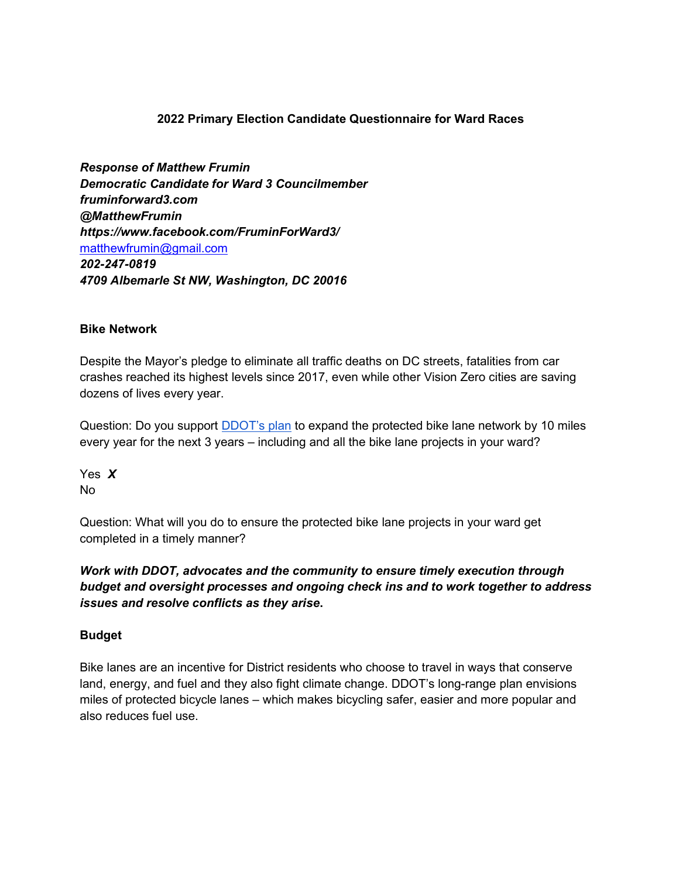**2022 Primary Election Candidate Questionnaire for Ward Races**

***Response of Matthew Frumin***
***Democratic Candidate for Ward 3 Councilmember***
***fruminforward3.com***
***@MatthewFrumin***
***https://www.facebook.com/FruminForWard3/***
[matthewfrumin@gmail.com](mailto:matthewfrumin@gmail.com)
***202-247-0819***
***4709 Albemarle St NW, Washington, DC 20016***

**Bike Network**

Despite the Mayor's pledge to eliminate all traffic deaths on DC streets, fatalities from car crashes reached its highest levels since 2017, even while other Vision Zero cities are saving dozens of lives every year.

Question: Do you support [DDOT's plan](#) to expand the protected bike lane network by 10 miles every year for the next 3 years – including and all the bike lane projects in your ward?

Yes ***X***
No

Question: What will you do to ensure the protected bike lane projects in your ward get completed in a timely manner?

***Work with DDOT, advocates and the community to ensure timely execution through budget and oversight processes and ongoing check ins and to work together to address issues and resolve conflicts as they arise.***

**Budget**

Bike lanes are an incentive for District residents who choose to travel in ways that conserve land, energy, and fuel and they also fight climate change. DDOT's long-range plan envisions miles of protected bicycle lanes – which makes bicycling safer, easier and more popular and also reduces fuel use.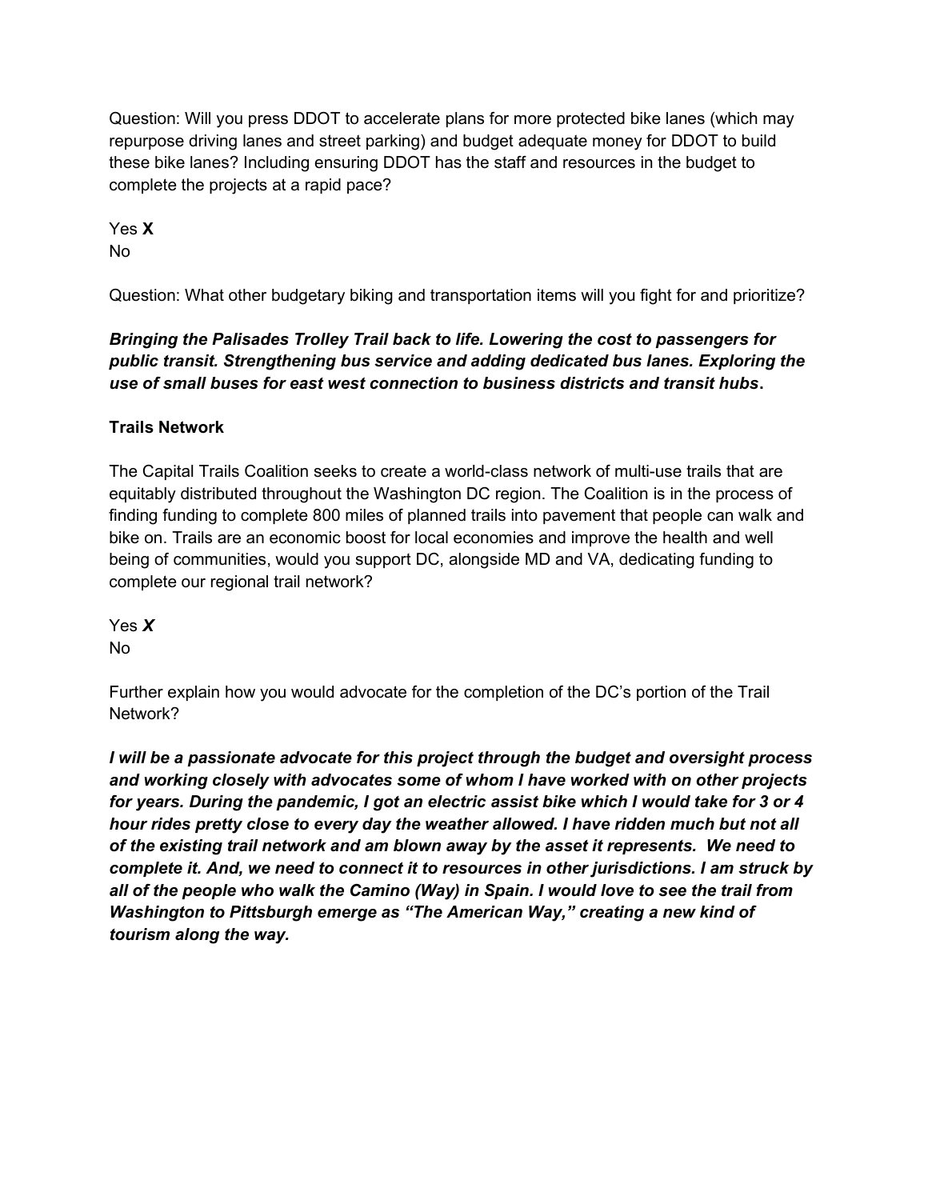Question: Will you press DDOT to accelerate plans for more protected bike lanes (which may repurpose driving lanes and street parking) and budget adequate money for DDOT to build these bike lanes? Including ensuring DDOT has the staff and resources in the budget to complete the projects at a rapid pace?

Yes **X**
No

Question: What other budgetary biking and transportation items will you fight for and prioritize?

***Bringing the Palisades Trolley Trail back to life. Lowering the cost to passengers for public transit. Strengthening bus service and adding dedicated bus lanes. Exploring the use of small buses for east west connection to business districts and transit hubs*.**

**Trails Network**

The Capital Trails Coalition seeks to create a world-class network of multi-use trails that are equitably distributed throughout the Washington DC region. The Coalition is in the process of finding funding to complete 800 miles of planned trails into pavement that people can walk and bike on. Trails are an economic boost for local economies and improve the health and well being of communities, would you support DC, alongside MD and VA, dedicating funding to complete our regional trail network?

Yes ***X***
No

Further explain how you would advocate for the completion of the DC's portion of the Trail Network?

***I will be a passionate advocate for this project through the budget and oversight process and working closely with advocates some of whom I have worked with on other projects for years. During the pandemic, I got an electric assist bike which I would take for 3 or 4 hour rides pretty close to every day the weather allowed. I have ridden much but not all of the existing trail network and am blown away by the asset it represents. We need to complete it. And, we need to connect it to resources in other jurisdictions. I am struck by all of the people who walk the Camino (Way) in Spain. I would love to see the trail from Washington to Pittsburgh emerge as "The American Way," creating a new kind of tourism along the way.***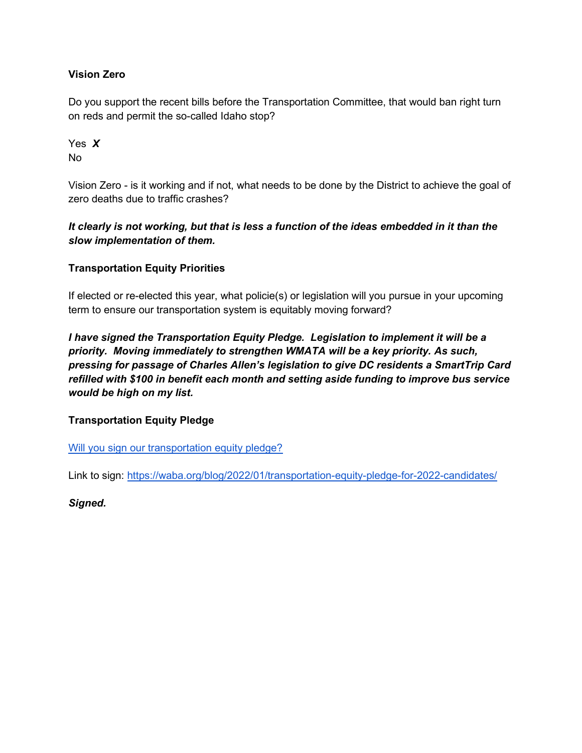**Vision Zero**

Do you support the recent bills before the Transportation Committee, that would ban right turn on reds and permit the so-called Idaho stop?

Yes ***X***
No

Vision Zero - is it working and if not, what needs to be done by the District to achieve the goal of zero deaths due to traffic crashes?

***It clearly is not working, but that is less a function of the ideas embedded in it than the slow implementation of them.***

**Transportation Equity Priorities**

If elected or re-elected this year, what policie(s) or legislation will you pursue in your upcoming term to ensure our transportation system is equitably moving forward?

***I have signed the Transportation Equity Pledge. Legislation to implement it will be a priority. Moving immediately to strengthen WMATA will be a key priority. As such, pressing for passage of Charles Allen's legislation to give DC residents a SmartTrip Card refilled with $100 in benefit each month and setting aside funding to improve bus service would be high on my list.***

**Transportation Equity Pledge**

[Will you sign our transportation equity pledge?](https://waba.org/blog/2022/01/transportation-equity-pledge-for-2022-candidates/)

Link to sign: https://waba.org/blog/2022/01/transportation-equity-pledge-for-2022-candidates/

***Signed.***